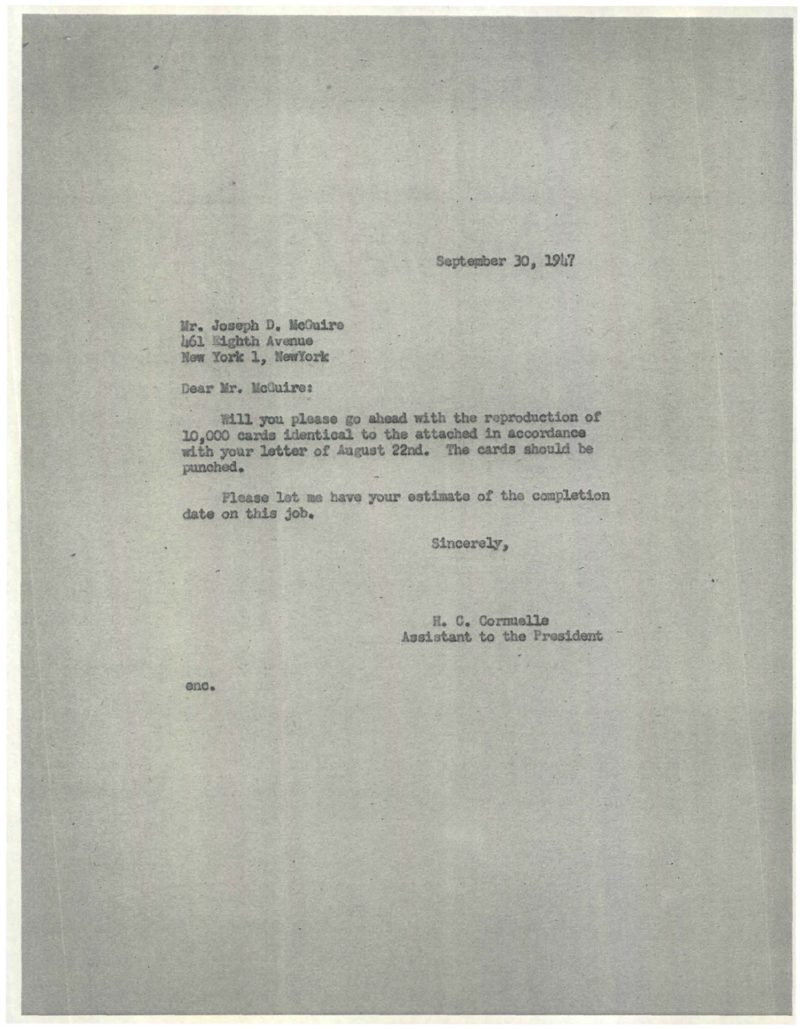September 30, 1947

Mr. Joseph D. McGuire
461 Eighth Avenue
New York 1, NewYork

Dear Mr. McGuire:

Will you please go ahead with the reproduction of 10,000 cards identical to the attached in accordance with your letter of August 22nd. The cards should be punched.

Please let me have your estimate of the completion date on this job.

Sincerely,

H. C. Cornuelle
Assistant to the President

enc.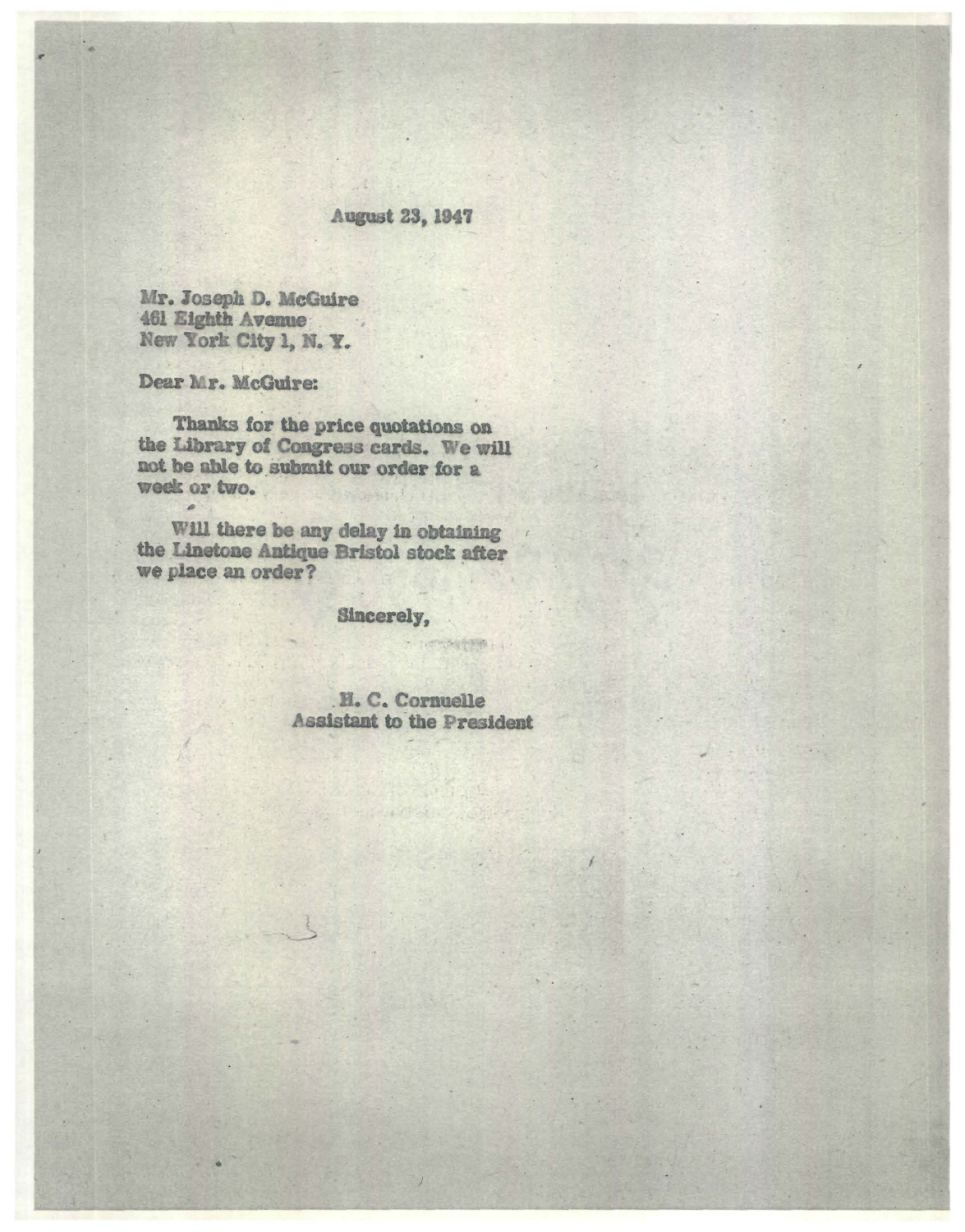August 23, 1947

Mr. Joseph D. McGuire
461 Eighth Avenue
New York City 1, N. Y.

Dear Mr. McGuire:

Thanks for the price quotations on the Library of Congress cards. We will not be able to submit our order for a week or two.

Will there be any delay in obtaining the Linetone Antique Bristol stock after we place an order?

Sincerely,

H. C. Cornuelle
Assistant to the President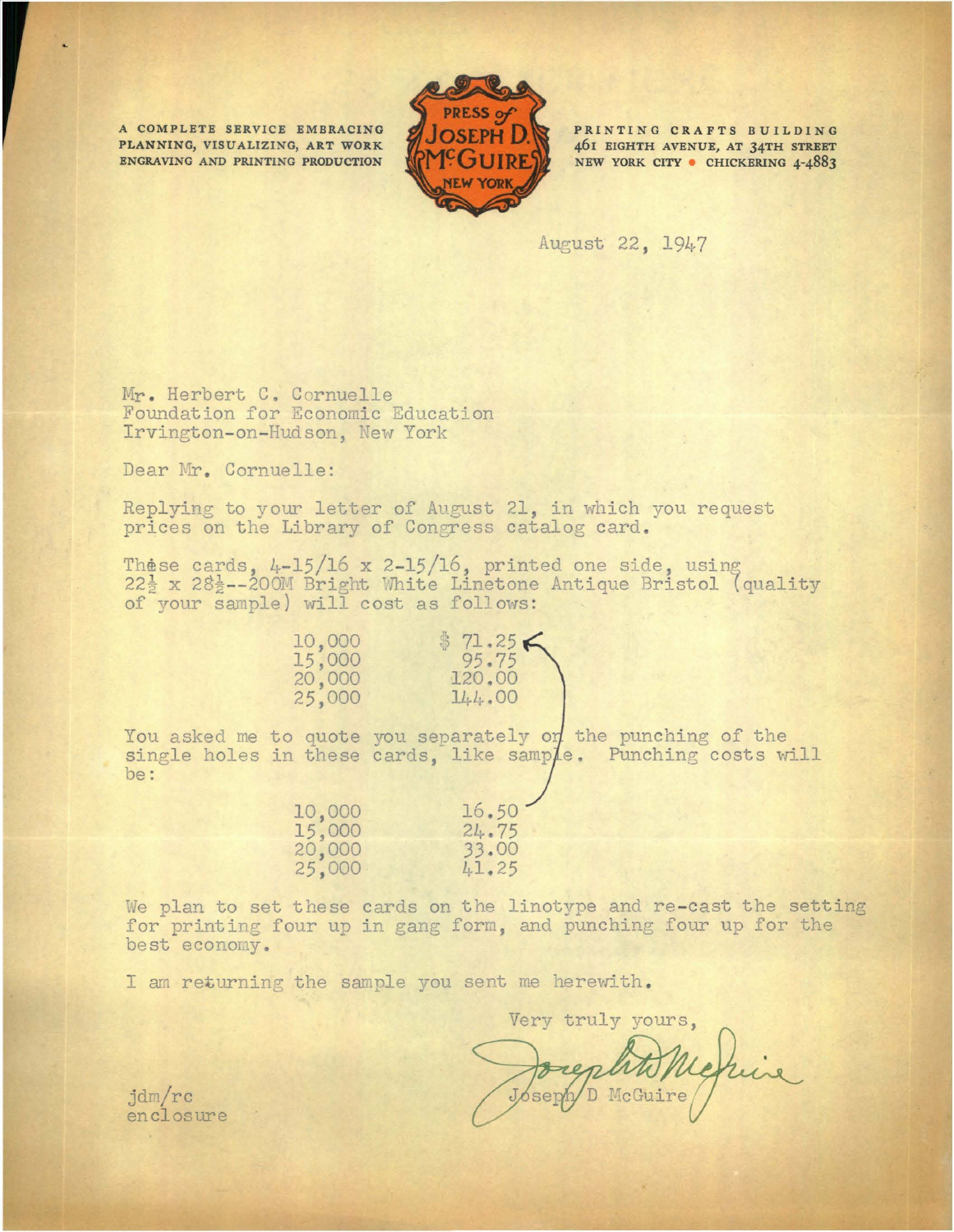A COMPLETE SERVICE EMBRACING PLANNING, VISUALIZING, ART WORK ENGRAVING AND PRINTING PRODUCTION

PRESS of JOSEPH D. McGUIRE NEW YORK

PRINTING CRAFTS BUILDING
461 EIGHTH AVENUE, AT 34TH STREET
NEW YORK CITY • CHICKERING 4-4883

August 22, 1947

Mr. Herbert C. Cornuelle
Foundation for Economic Education
Irvington-on-Hudson, New York

Dear Mr. Cornuelle:

Replying to your letter of August 21, in which you request prices on the Library of Congress catalog card.

These cards, 4-15/16 x 2-15/16, printed one side, using 22½ x 28½--200M Bright White Linetone Antique Bristol (quality of your sample) will cost as follows:

| | |
|---|---|
| 10,000 | $ 71.25 |
| 15,000 | 95.75 |
| 20,000 | 120.00 |
| 25,000 | 144.00 |

You asked me to quote you separately on the punching of the single holes in these cards, like sample. Punching costs will be:

| | |
|---|---|
| 10,000 | 16.50 |
| 15,000 | 24.75 |
| 20,000 | 33.00 |
| 25,000 | 41.25 |

We plan to set these cards on the linotype and re-cast the setting for printing four up in gang form, and punching four up for the best economy.

I am returning the sample you sent me herewith.

Very truly yours,

Joseph D. McGuire

Joseph D McGuire

jdm/rc
enclosure